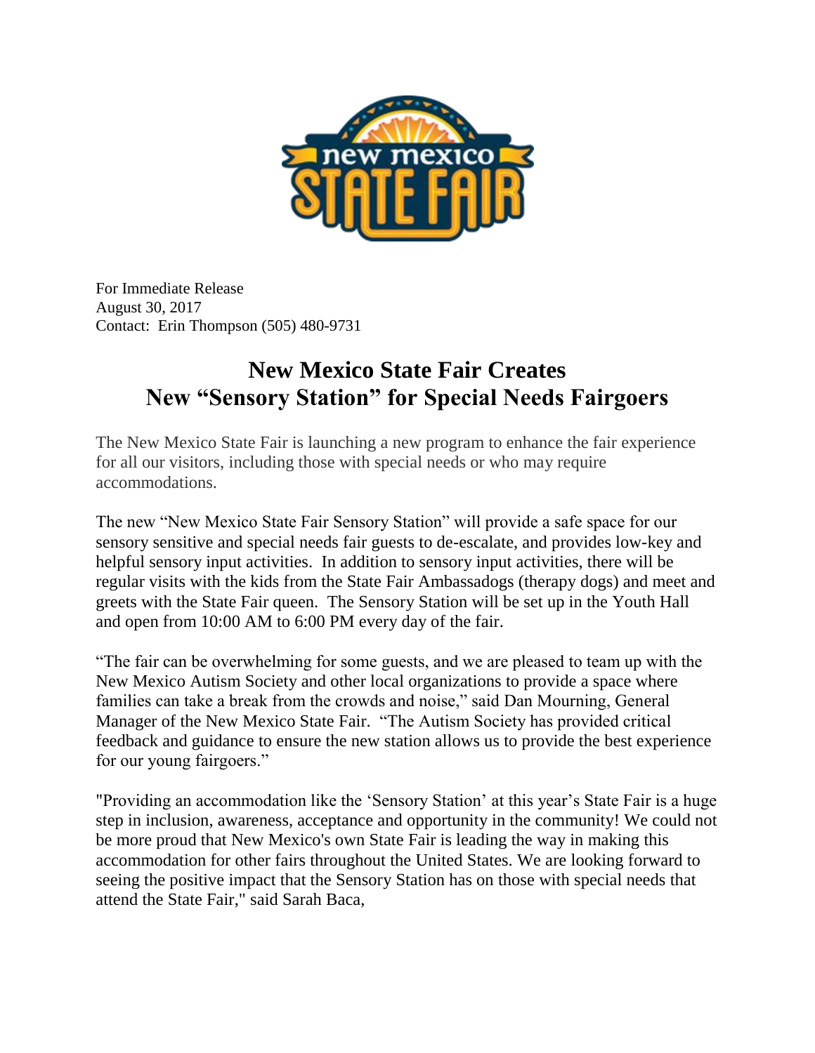For Immediate Release
August 30, 2017
Contact: Erin Thompson (505) 480-9731

# New Mexico State Fair Creates New "Sensory Station" for Special Needs Fairgoers

The New Mexico State Fair is launching a new program to enhance the fair experience for all our visitors, including those with special needs or who may require accommodations.

The new "New Mexico State Fair Sensory Station" will provide a safe space for our sensory sensitive and special needs fair guests to de-escalate, and provides low-key and helpful sensory input activities. In addition to sensory input activities, there will be regular visits with the kids from the State Fair Ambassadogs (therapy dogs) and meet and greets with the State Fair queen. The Sensory Station will be set up in the Youth Hall and open from 10:00 AM to 6:00 PM every day of the fair.

"The fair can be overwhelming for some guests, and we are pleased to team up with the New Mexico Autism Society and other local organizations to provide a space where families can take a break from the crowds and noise," said Dan Mourning, General Manager of the New Mexico State Fair. "The Autism Society has provided critical feedback and guidance to ensure the new station allows us to provide the best experience for our young fairgoers."

"Providing an accommodation like the 'Sensory Station' at this year's State Fair is a huge step in inclusion, awareness, acceptance and opportunity in the community! We could not be more proud that New Mexico's own State Fair is leading the way in making this accommodation for other fairs throughout the United States. We are looking forward to seeing the positive impact that the Sensory Station has on those with special needs that attend the State Fair," said Sarah Baca,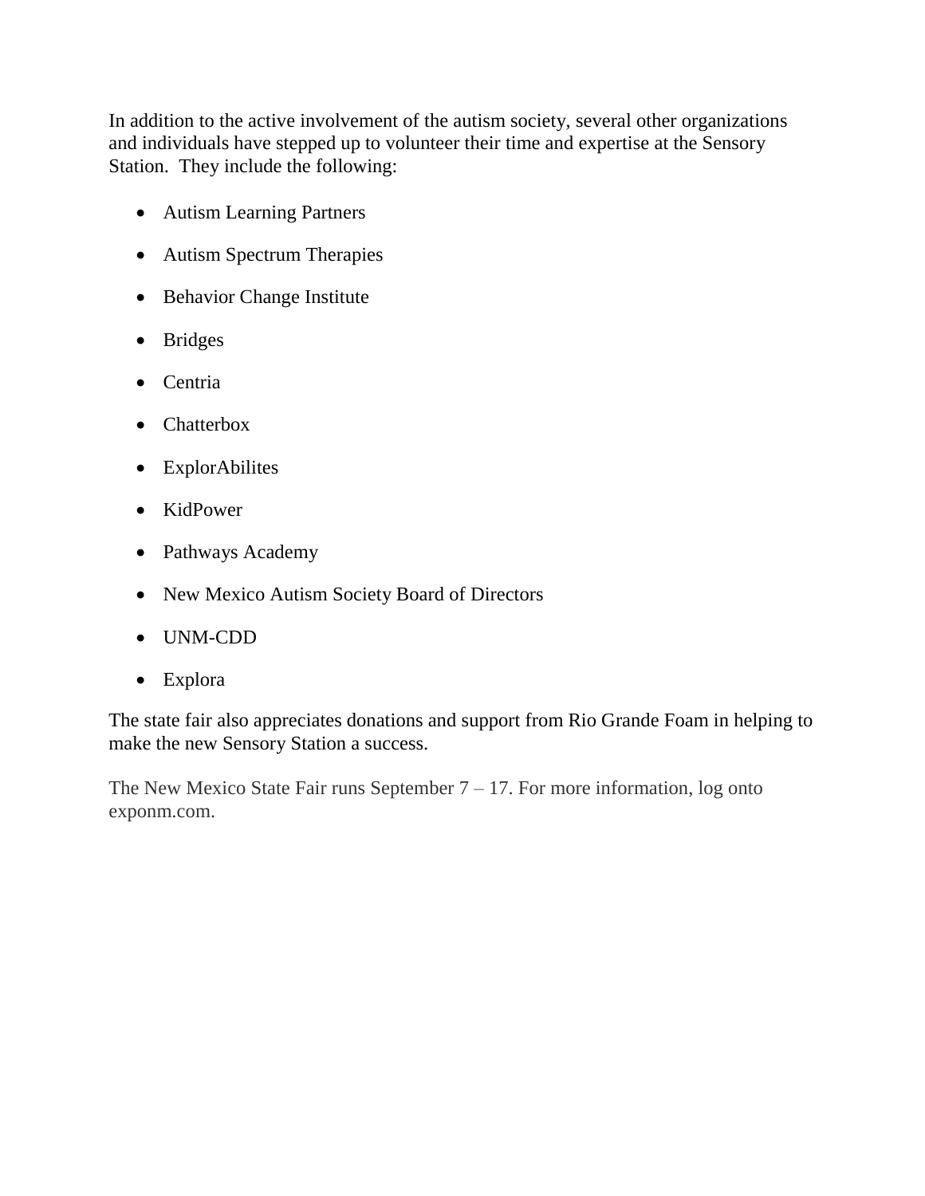In addition to the active involvement of the autism society, several other organizations and individuals have stepped up to volunteer their time and expertise at the Sensory Station.  They include the following:

- Autism Learning Partners
- Autism Spectrum Therapies
- Behavior Change Institute
- Bridges
- Centria
- Chatterbox
- ExplorAbilites
- KidPower
- Pathways Academy
- New Mexico Autism Society Board of Directors
- UNM-CDD
- Explora

The state fair also appreciates donations and support from Rio Grande Foam in helping to make the new Sensory Station a success.

The New Mexico State Fair runs September 7 – 17. For more information, log onto exponm.com.